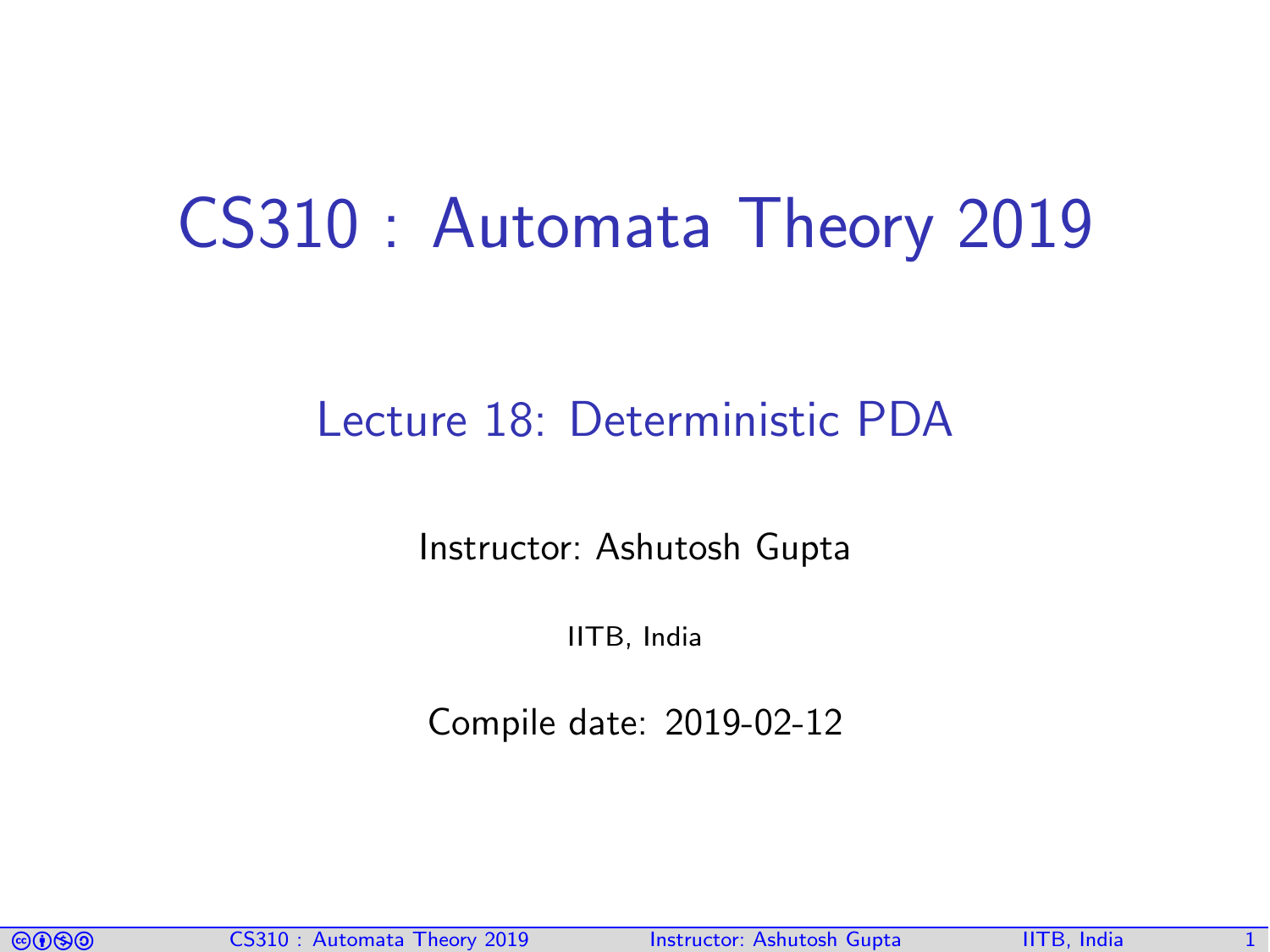# CS310 : Automata Theory 2019

## Lecture 18: Deterministic PDA

Instructor: Ashutosh Gupta

IITB, India

Compile date: 2019-02-12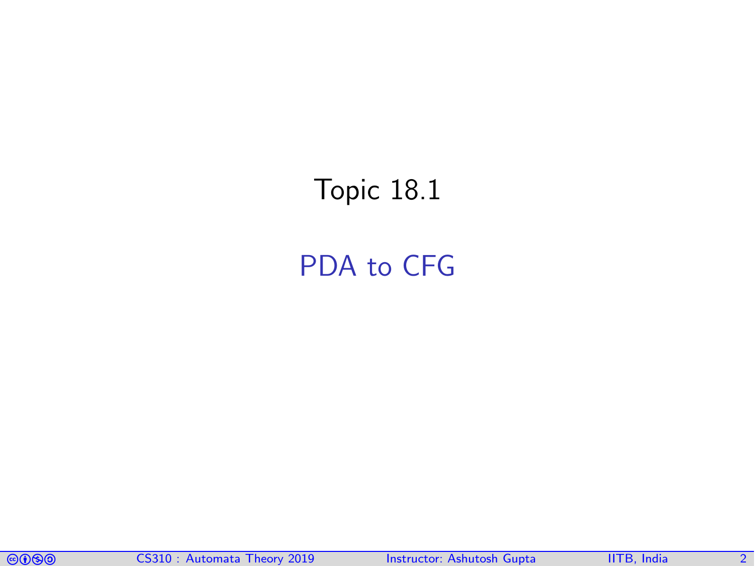# Topic 18.1

## PDA to CFG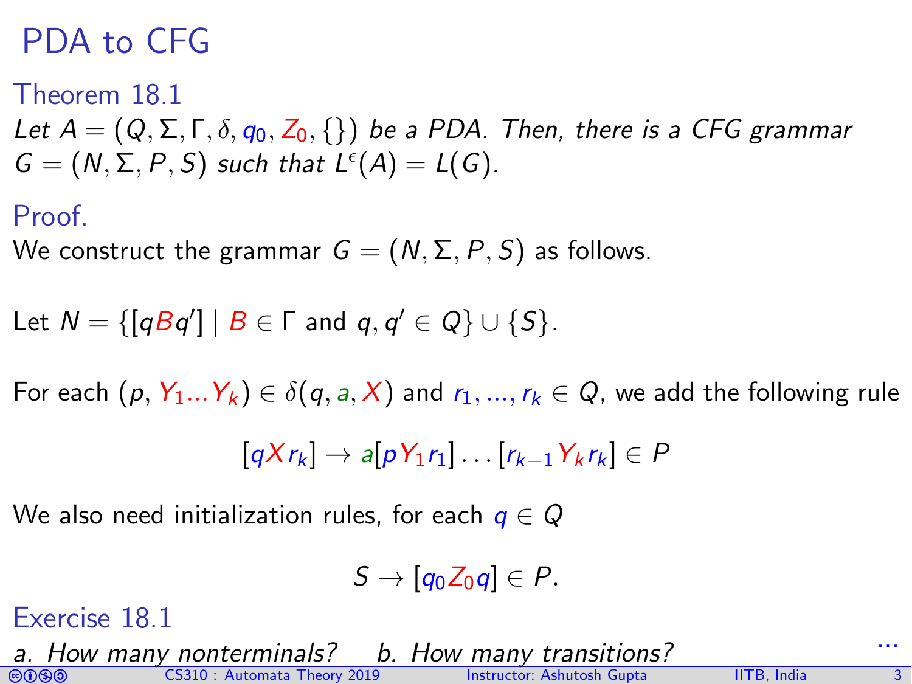# PDA to CFG

### Theorem 18.1

*Let $A = (Q, \Sigma, \Gamma, \delta, q_0, Z_0, \{\})$ be a PDA. Then, there is a CFG grammar $G = (N, \Sigma, P, S)$ such that $L^\epsilon(A) = L(G)$.*

### Proof.

We construct the grammar $G = (N, \Sigma, P, S)$ as follows.

Let $N = \{[qBq'] \mid B \in \Gamma \text{ and } q, q' \in Q\} \cup \{S\}$.

For each $(p, Y_1 ... Y_k) \in \delta(q, a, X)$ and $r_1, ..., r_k \in Q$, we add the following rule

$$[qXr_k] \rightarrow a[pY_1r_1] \dots [r_{k-1}Y_kr_k] \in P$$

We also need initialization rules, for each $q \in Q$

$$S \rightarrow [q_0Z_0q] \in P.$$

### Exercise 18.1

*a. How many nonterminals?* *b. How many transitions?*

...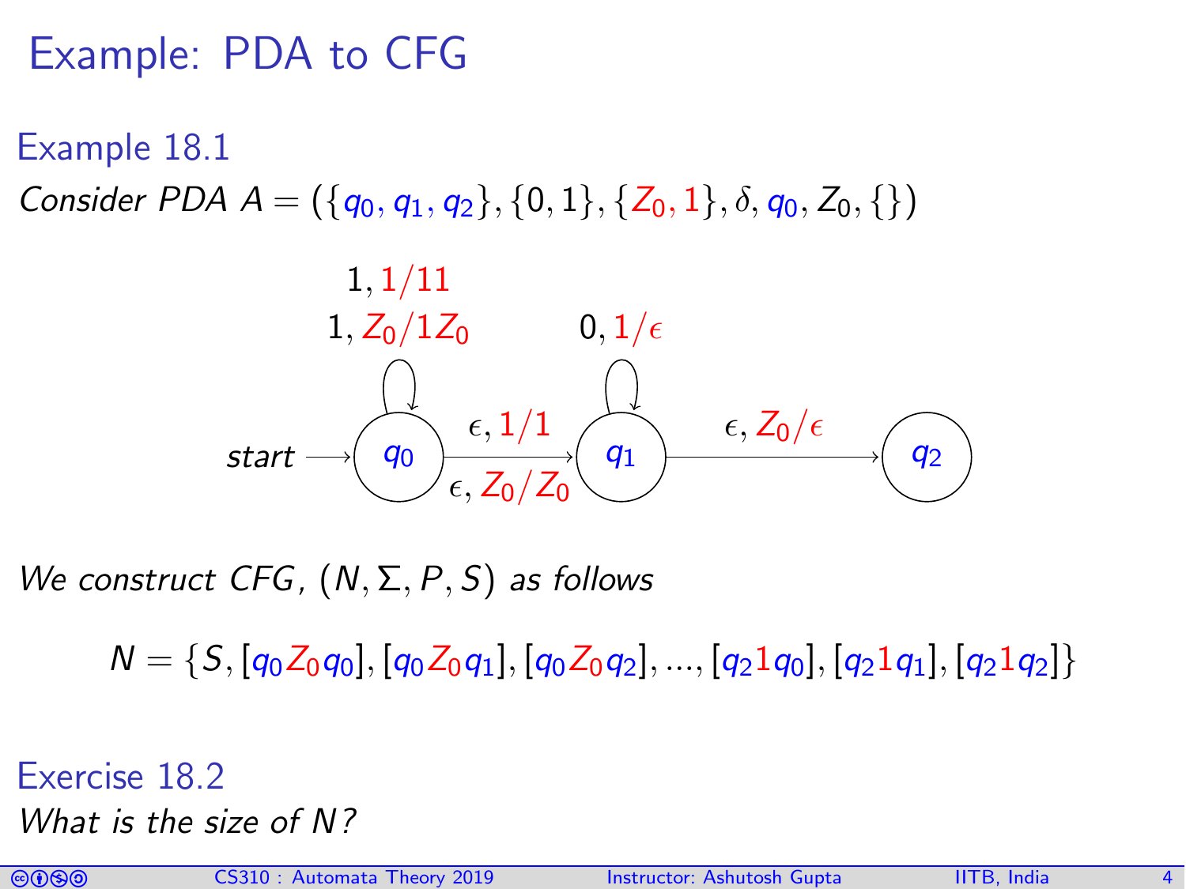# Example: PDA to CFG

## Example 18.1

*Consider PDA* $A = (\{q_0, q_1, q_2\}, \{0, 1\}, \{Z_0, 1\}, \delta, q_0, Z_0, \{\})$

Transitions:

- $q_0 \to q_0$: $1, 1/11$ and $1, Z_0/1Z_0$
- $q_0 \to q_1$: $\epsilon, 1/1$ and $\epsilon, Z_0/Z_0$
- $q_1 \to q_1$: $0, 1/\epsilon$
- $q_1 \to q_2$: $\epsilon, Z_0/\epsilon$

Start state: $q_0$

*We construct CFG,* $(N, \Sigma, P, S)$ *as follows*

$$N = \{S, [q_0 Z_0 q_0], [q_0 Z_0 q_1], [q_0 Z_0 q_2], ..., [q_2 1 q_0], [q_2 1 q_1], [q_2 1 q_2]\}$$

## Exercise 18.2

*What is the size of* $N$*?*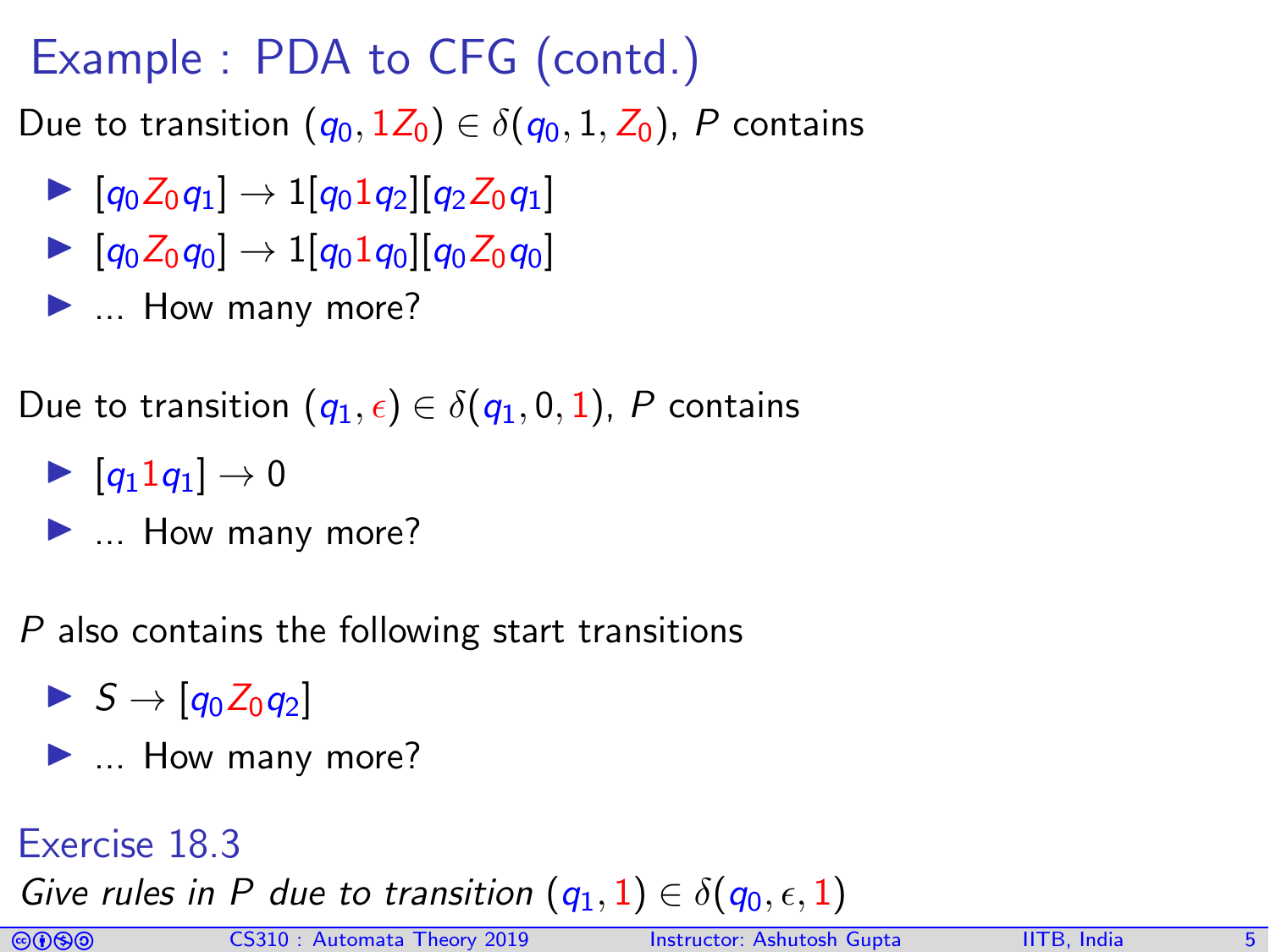# Example : PDA to CFG (contd.)

Due to transition $(q_0, 1Z_0) \in \delta(q_0, 1, Z_0)$, $P$ contains

- $[q_0 Z_0 q_1] \rightarrow 1[q_0 1 q_2][q_2 Z_0 q_1]$
- $[q_0 Z_0 q_0] \rightarrow 1[q_0 1 q_0][q_0 Z_0 q_0]$
- ... How many more?

Due to transition $(q_1, \epsilon) \in \delta(q_1, 0, 1)$, $P$ contains

- $[q_1 1 q_1] \rightarrow 0$
- ... How many more?

$P$ also contains the following start transitions

- $S \rightarrow [q_0 Z_0 q_2]$
- ... How many more?

## Exercise 18.3

*Give rules in $P$ due to transition $(q_1, 1) \in \delta(q_0, \epsilon, 1)$*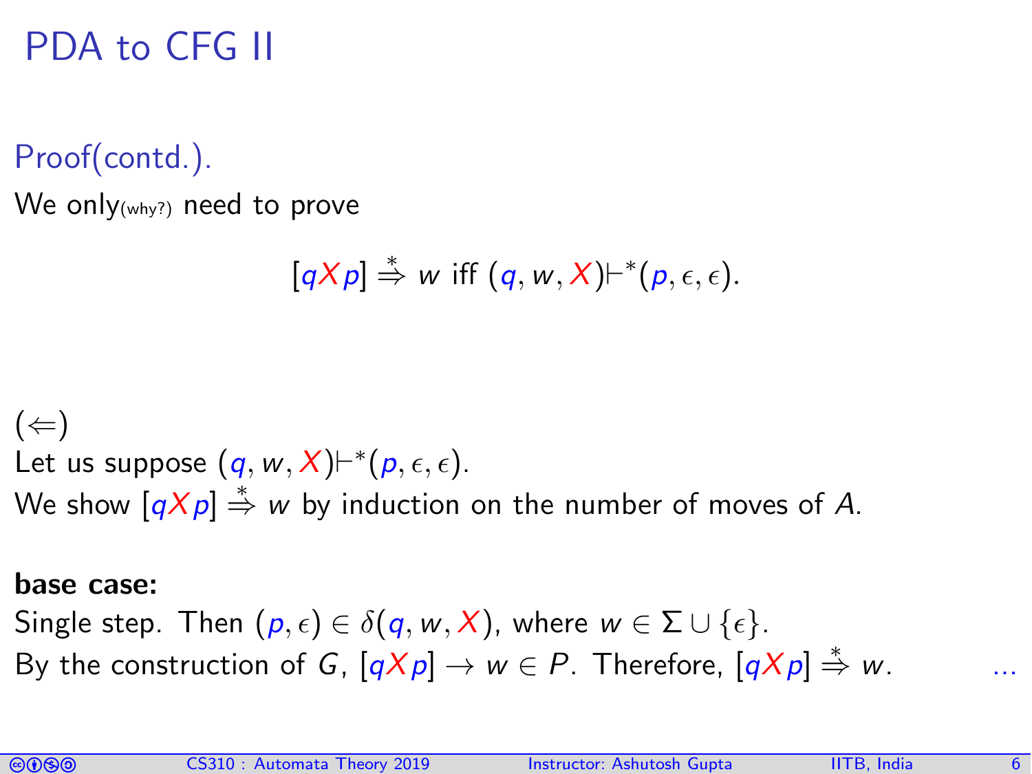# PDA to CFG II

## Proof(contd.).

We only(why?) need to prove

$$[qXp] \overset{*}{\Rightarrow} w \text{ iff } (q, w, X) \vdash^* (p, \epsilon, \epsilon).$$

($\Leftarrow$)

Let us suppose $(q, w, X) \vdash^* (p, \epsilon, \epsilon)$.

We show $[qXp] \overset{*}{\Rightarrow} w$ by induction on the number of moves of $A$.

**base case:**

Single step. Then $(p, \epsilon) \in \delta(q, w, X)$, where $w \in \Sigma \cup \{\epsilon\}$.

By the construction of $G$, $[qXp] \rightarrow w \in P$. Therefore, $[qXp] \overset{*}{\Rightarrow} w$. ...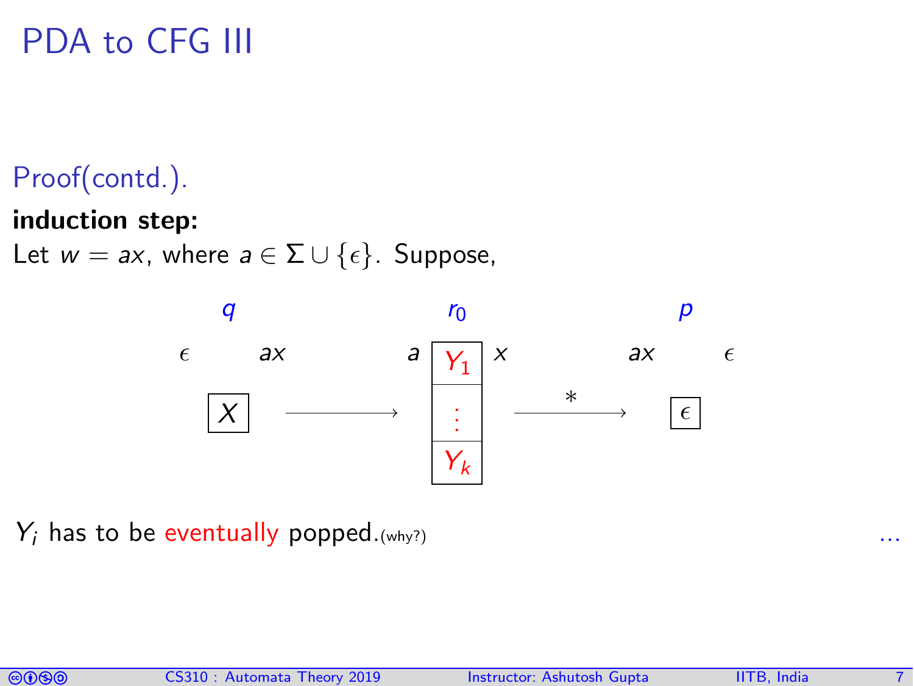# PDA to CFG III

Proof(contd.).

**induction step:**

Let $w = ax$, where $a \in \Sigma \cup \{\epsilon\}$. Suppose,

$q$: $\epsilon$ $X$ $ax$ $\longrightarrow$ $r_0$: $a$ $Y_1 \; \vdots \; Y_k$ $x$ $\xrightarrow{*}$ $p$: $ax$ $\epsilon$ $\epsilon$

$Y_i$ has to be eventually popped.(why?) ...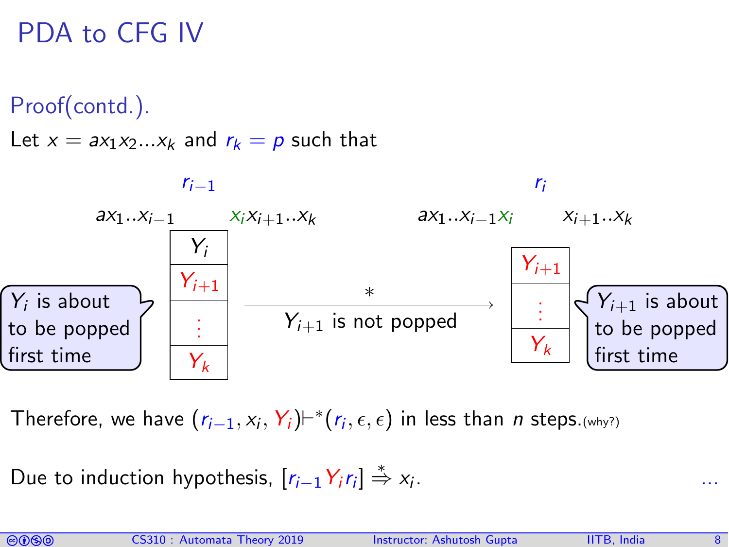# PDA to CFG IV

**Proof(contd.).**

Let $x = ax_1x_2...x_k$ and $r_k = p$ such that

$r_{i-1}$

$ax_1..x_{i-1}$ $x_ix_{i+1}..x_k$

| $Y_i$ |
|---|
| $Y_{i+1}$ |
| $\vdots$ |
| $Y_k$ |

$Y_i$ is about to be popped first time

$\xrightarrow{*}$ $Y_{i+1}$ is not popped

$r_i$

$ax_1..x_{i-1}x_i$ $x_{i+1}..x_k$

| $Y_{i+1}$ |
|---|
| $\vdots$ |
| $Y_k$ |

$Y_{i+1}$ is about to be popped first time

Therefore, we have $(r_{i-1}, x_i, Y_i) \vdash^* (r_i, \epsilon, \epsilon)$ in less than $n$ steps.(why?)

Due to induction hypothesis, $[r_{i-1}Y_ir_i] \stackrel{*}{\Rightarrow} x_i$. ...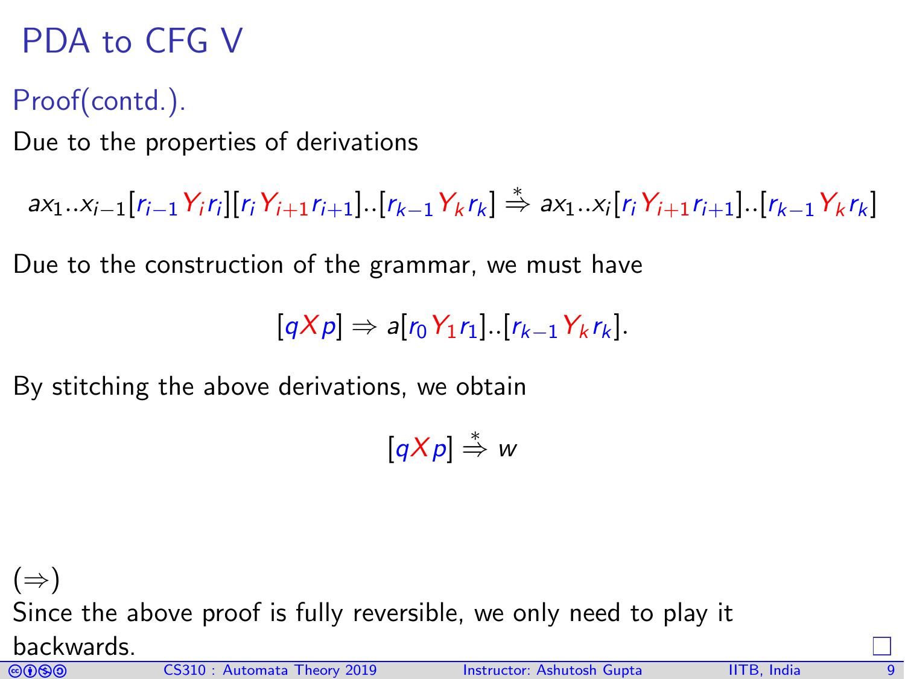# PDA to CFG V

## Proof(contd.).

Due to the properties of derivations

$$ax_1..x_{i-1}[r_{i-1}Y_ir_i][r_iY_{i+1}r_{i+1}]..[r_{k-1}Y_kr_k] \overset{*}{\Rightarrow} ax_1..x_i[r_iY_{i+1}r_{i+1}]..[r_{k-1}Y_kr_k]$$

Due to the construction of the grammar, we must have

$$[qXp] \Rightarrow a[r_0Y_1r_1]..[r_{k-1}Y_kr_k].$$

By stitching the above derivations, we obtain

$$[qXp] \overset{*}{\Rightarrow} w$$

($\Rightarrow$)

Since the above proof is fully reversible, we only need to play it backwards. □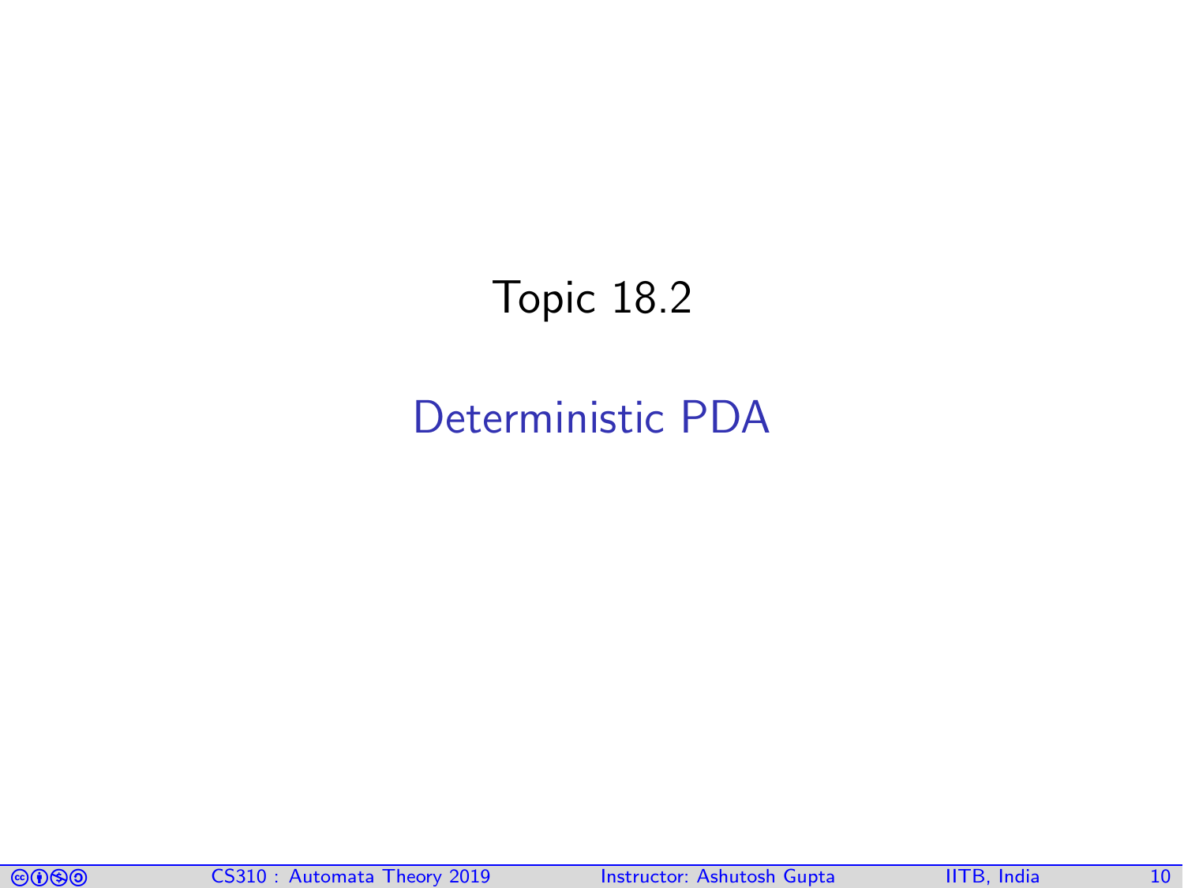# Topic 18.2

## Deterministic PDA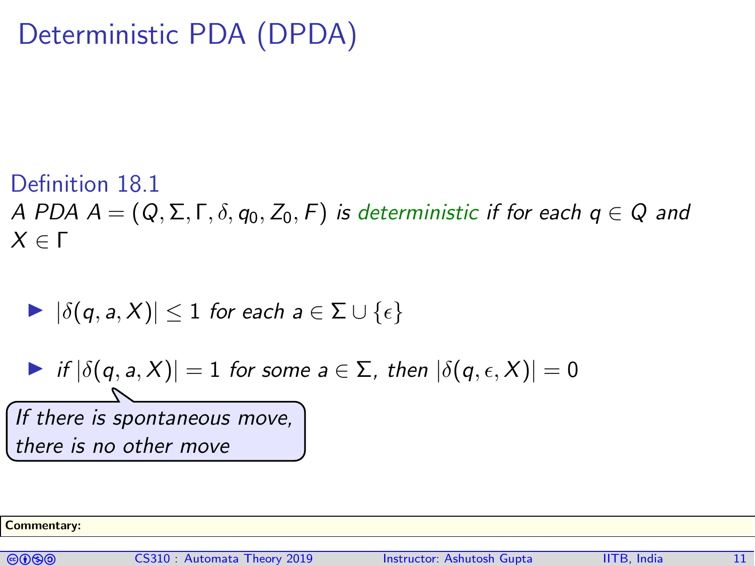# Deterministic PDA (DPDA)

**Definition 18.1**

*A PDA $A = (Q, \Sigma, \Gamma, \delta, q_0, Z_0, F)$ is deterministic if for each $q \in Q$ and $X \in \Gamma$*

- $|\delta(q, a, X)| \leq 1$ *for each* $a \in \Sigma \cup \{\epsilon\}$
- *if* $|\delta(q, a, X)| = 1$ *for some* $a \in \Sigma$*, then* $|\delta(q, \epsilon, X)| = 0$

*If there is spontaneous move, there is no other move*

**Commentary:**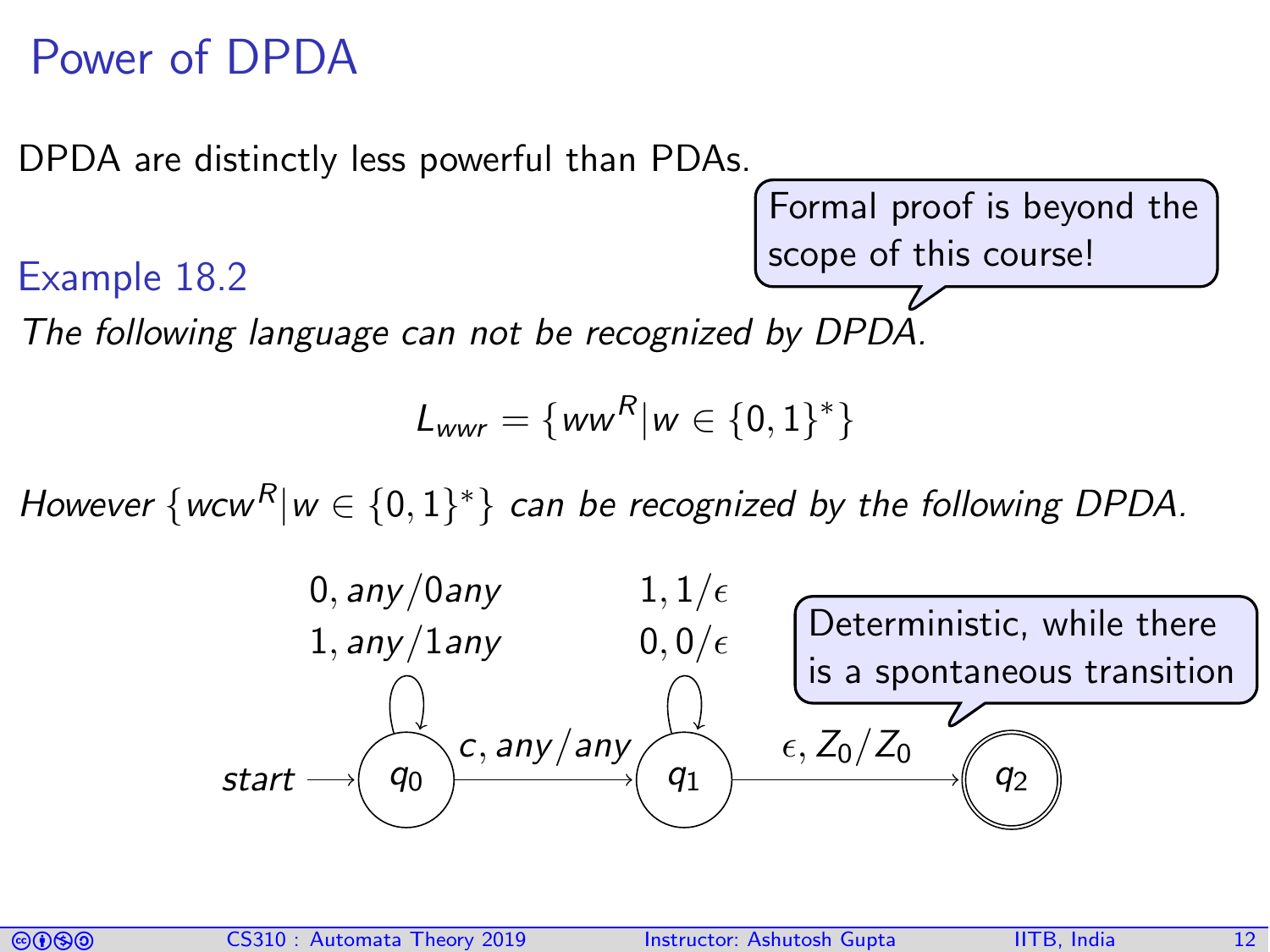# Power of DPDA

DPDA are distinctly less powerful than PDAs.

Formal proof is beyond the scope of this course!

### Example 18.2

*The following language can not be recognized by DPDA.*

$$L_{wwr} = \{ww^R | w \in \{0,1\}^*\}$$

*However $\{wcw^R | w \in \{0,1\}^*\}$ can be recognized by the following DPDA.*

- start → $q_0$
- $q_0$ self-loop: $0, any/0any$ ; $1, any/1any$
- $q_0 \to q_1$: $c, any/any$
- $q_1$ self-loop: $1, 1/\epsilon$ ; $0, 0/\epsilon$
- $q_1 \to q_2$: $\epsilon, Z_0/Z_0$
- $q_2$ is accepting

Deterministic, while there is a spontaneous transition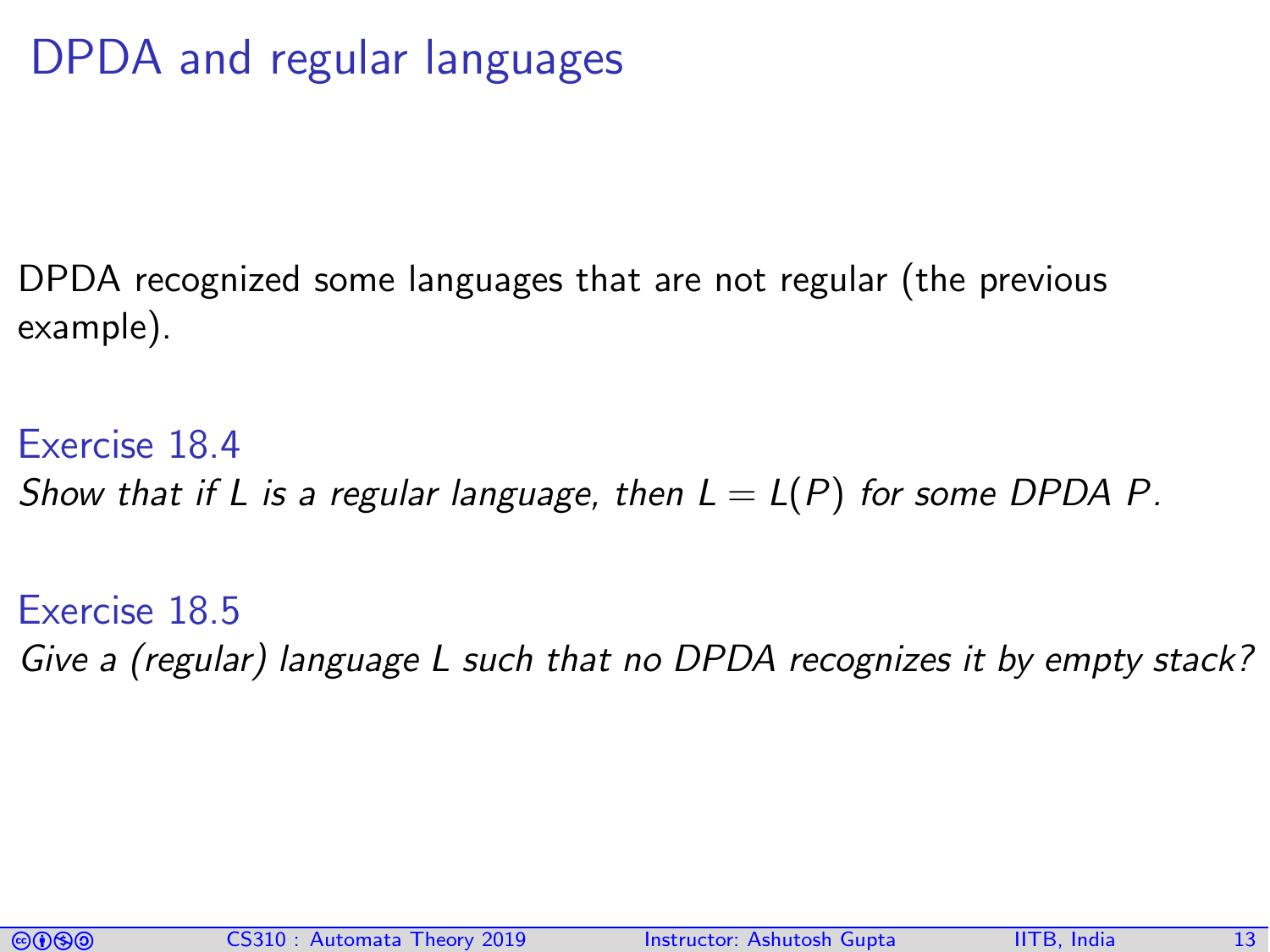# DPDA and regular languages

DPDA recognized some languages that are not regular (the previous example).

### Exercise 18.4

*Show that if $L$ is a regular language, then $L = L(P)$ for some DPDA $P$.*

### Exercise 18.5

*Give a (regular) language $L$ such that no DPDA recognizes it by empty stack?*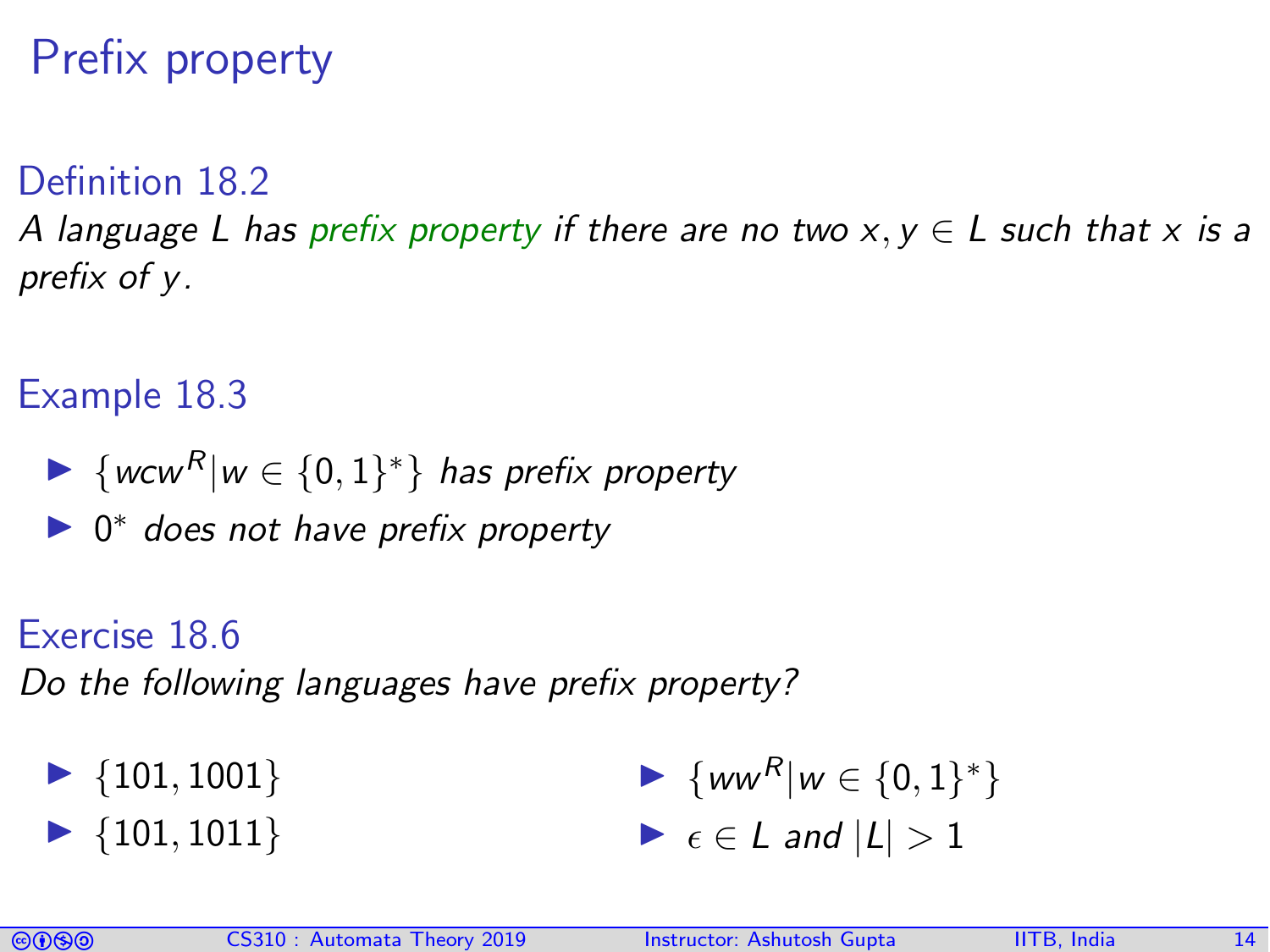# Prefix property

### Definition 18.2

*A language $L$ has prefix property if there are no two $x, y \in L$ such that $x$ is a prefix of $y$.*

### Example 18.3

- $\{wcw^R | w \in \{0,1\}^*\}$ *has prefix property*
- $0^*$ *does not have prefix property*

### Exercise 18.6

*Do the following languages have prefix property?*

- $\{101, 1001\}$
- $\{101, 1011\}$
- $\{ww^R | w \in \{0,1\}^*\}$
- $\epsilon \in L$ *and* $|L| > 1$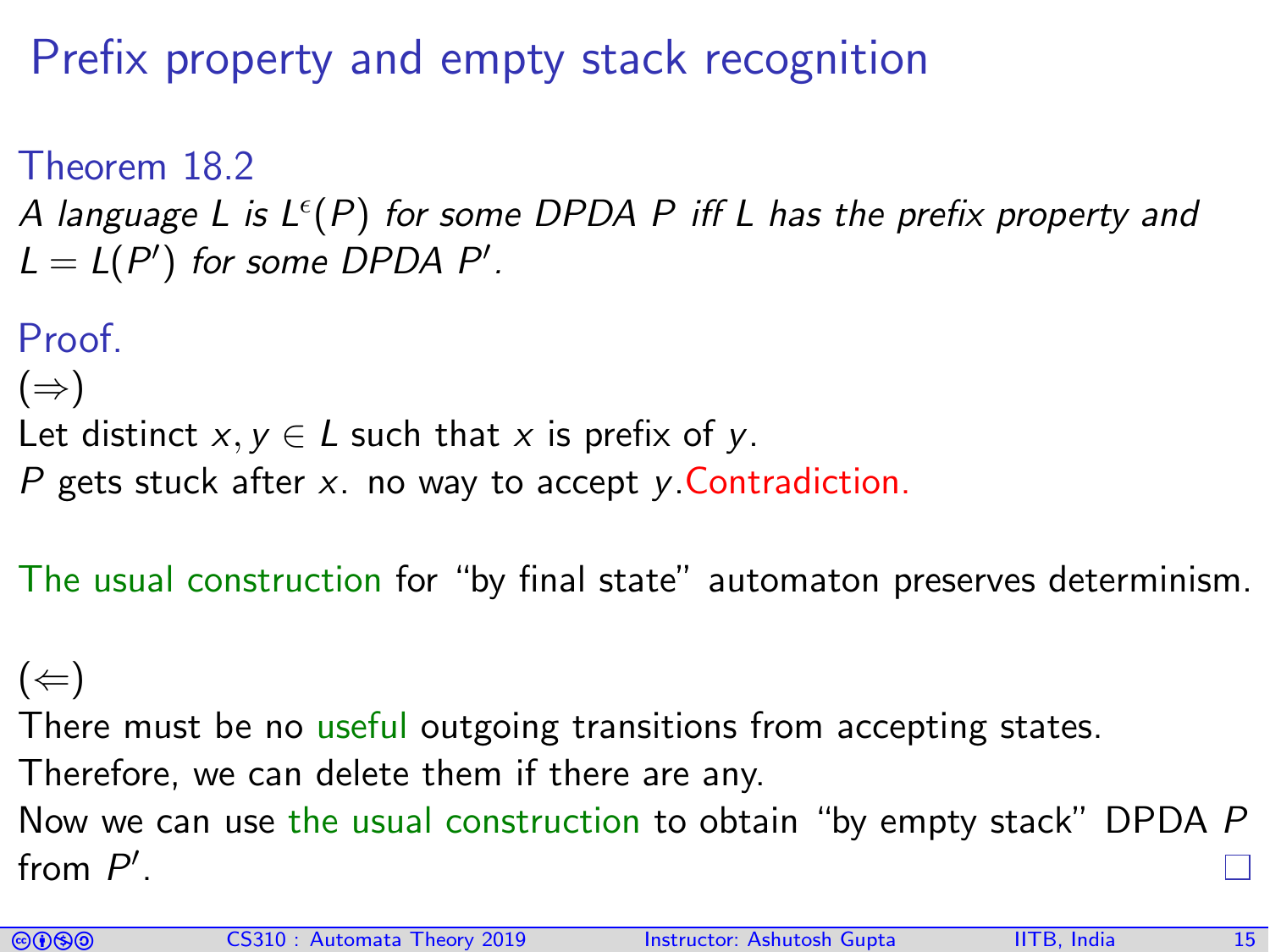# Prefix property and empty stack recognition

**Theorem 18.2**

*A language $L$ is $L^\epsilon(P)$ for some DPDA $P$ iff $L$ has the prefix property and $L = L(P')$ for some DPDA $P'$.*

**Proof.**

($\Rightarrow$)

Let distinct $x, y \in L$ such that $x$ is prefix of $y$.

$P$ gets stuck after $x$. no way to accept $y$. Contradiction.

The usual construction for "by final state" automaton preserves determinism.

($\Leftarrow$)

There must be no useful outgoing transitions from accepting states.

Therefore, we can delete them if there are any.

Now we can use the usual construction to obtain "by empty stack" DPDA $P$ from $P'$. □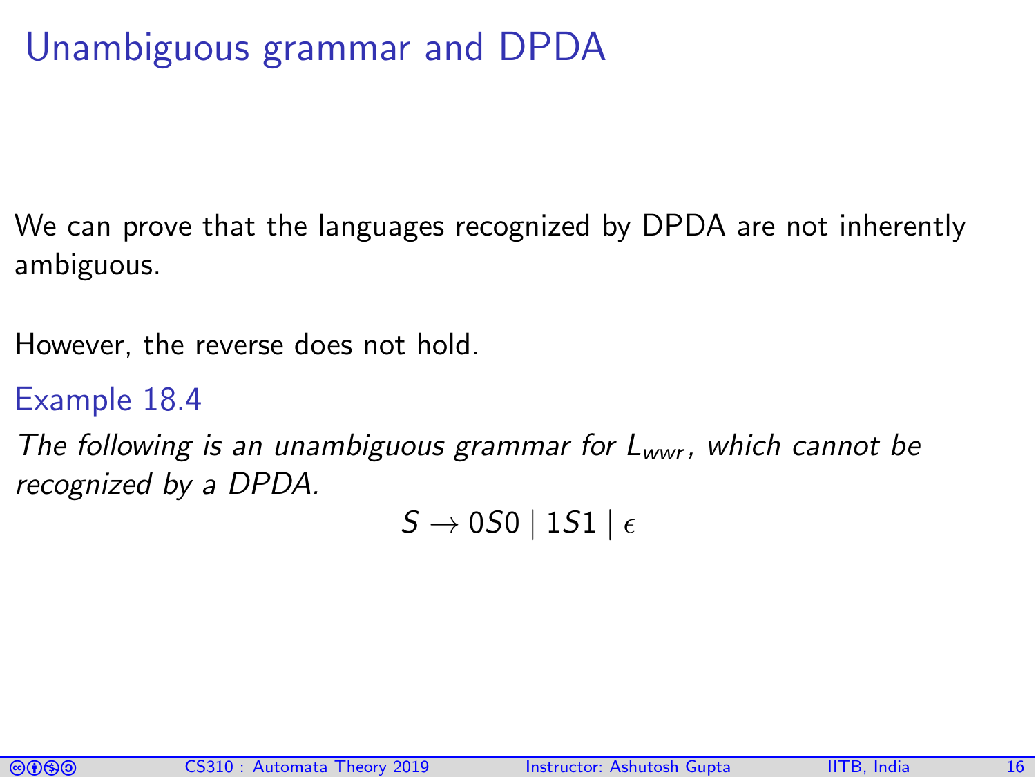# Unambiguous grammar and DPDA

We can prove that the languages recognized by DPDA are not inherently ambiguous.

However, the reverse does not hold.

### Example 18.4

*The following is an unambiguous grammar for $L_{wwr}$, which cannot be recognized by a DPDA.*

$$S \rightarrow 0S0 \mid 1S1 \mid \epsilon$$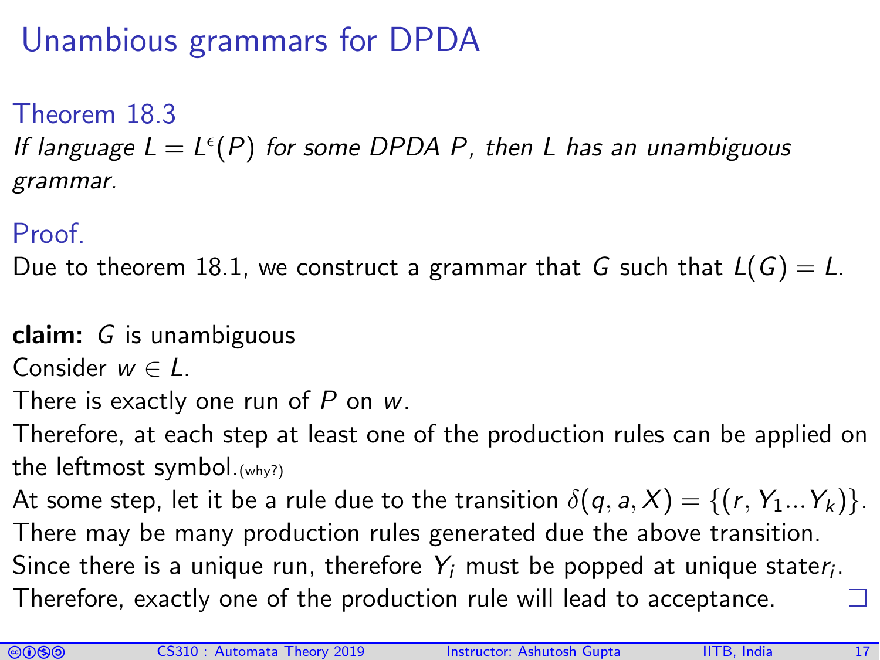# Unambious grammars for DPDA

### Theorem 18.3

*If language $L = L^{\epsilon}(P)$ for some DPDA $P$, then $L$ has an unambiguous grammar.*

### Proof.

Due to theorem 18.1, we construct a grammar that $G$ such that $L(G) = L$.

**claim:** $G$ is unambiguous

Consider $w \in L$.

There is exactly one run of $P$ on $w$.

Therefore, at each step at least one of the production rules can be applied on the leftmost symbol.(why?)

At some step, let it be a rule due to the transition $\delta(q, a, X) = \{(r, Y_1 ... Y_k)\}$.

There may be many production rules generated due the above transition.

Since there is a unique run, therefore $Y_i$ must be popped at unique state$r_i$.

Therefore, exactly one of the production rule will lead to acceptance. □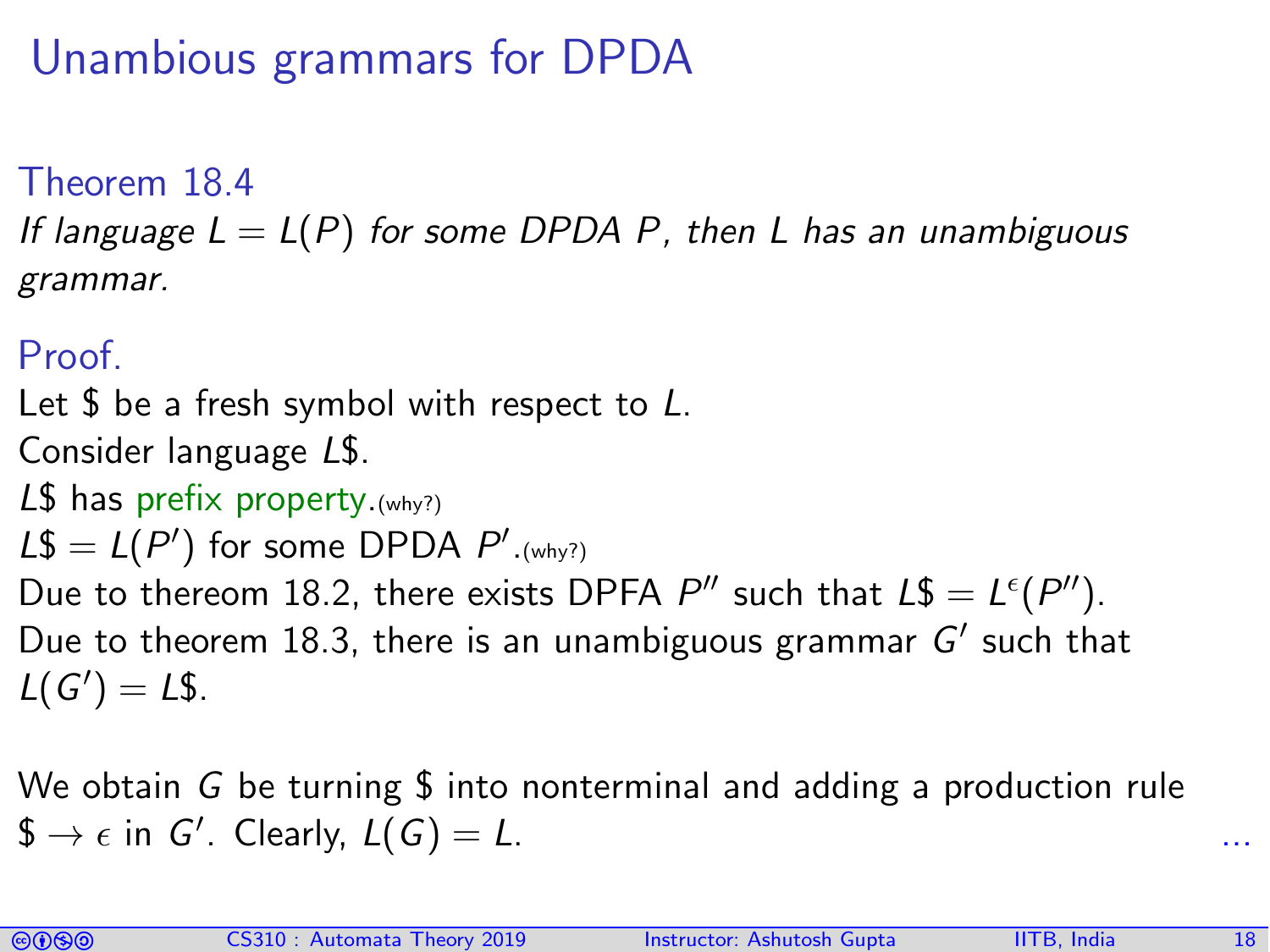# Unambious grammars for DPDA

**Theorem 18.4**

*If language $L = L(P)$ for some DPDA $P$, then $L$ has an unambiguous grammar.*

**Proof.**

Let \$ be a fresh symbol with respect to $L$.

Consider language $L\$$.

$L\$$ has prefix property.(why?)

$L\$ = L(P')$ for some DPDA $P'$.(why?)

Due to thereom 18.2, there exists DPFA $P''$ such that $L\$ = L^{\epsilon}(P'')$.

Due to theorem 18.3, there is an unambiguous grammar $G'$ such that $L(G') = L\$$.

We obtain $G$ be turning \$ into nonterminal and adding a production rule $\$ \rightarrow \epsilon$ in $G'$. Clearly, $L(G) = L$. ...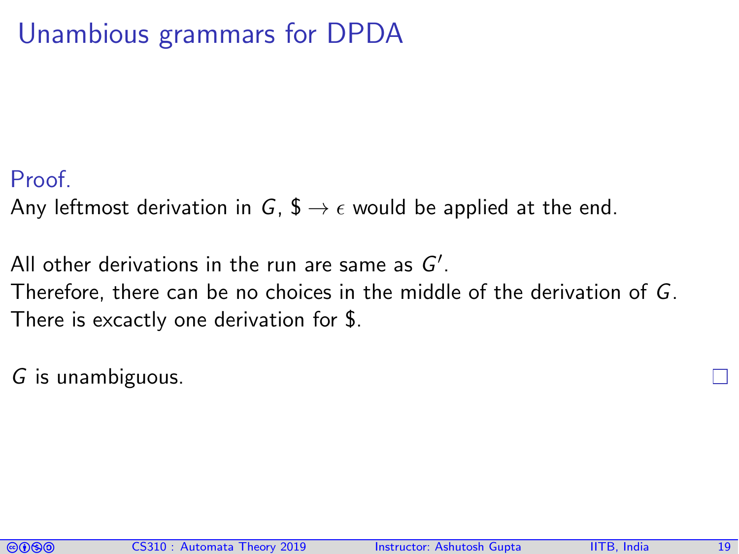# Unambious grammars for DPDA

Proof.

Any leftmost derivation in $G$, $\$ \rightarrow \epsilon$ would be applied at the end.

All other derivations in the run are same as $G'$.
Therefore, there can be no choices in the middle of the derivation of $G$.
There is excactly one derivation for \$.

$G$ is unambiguous. □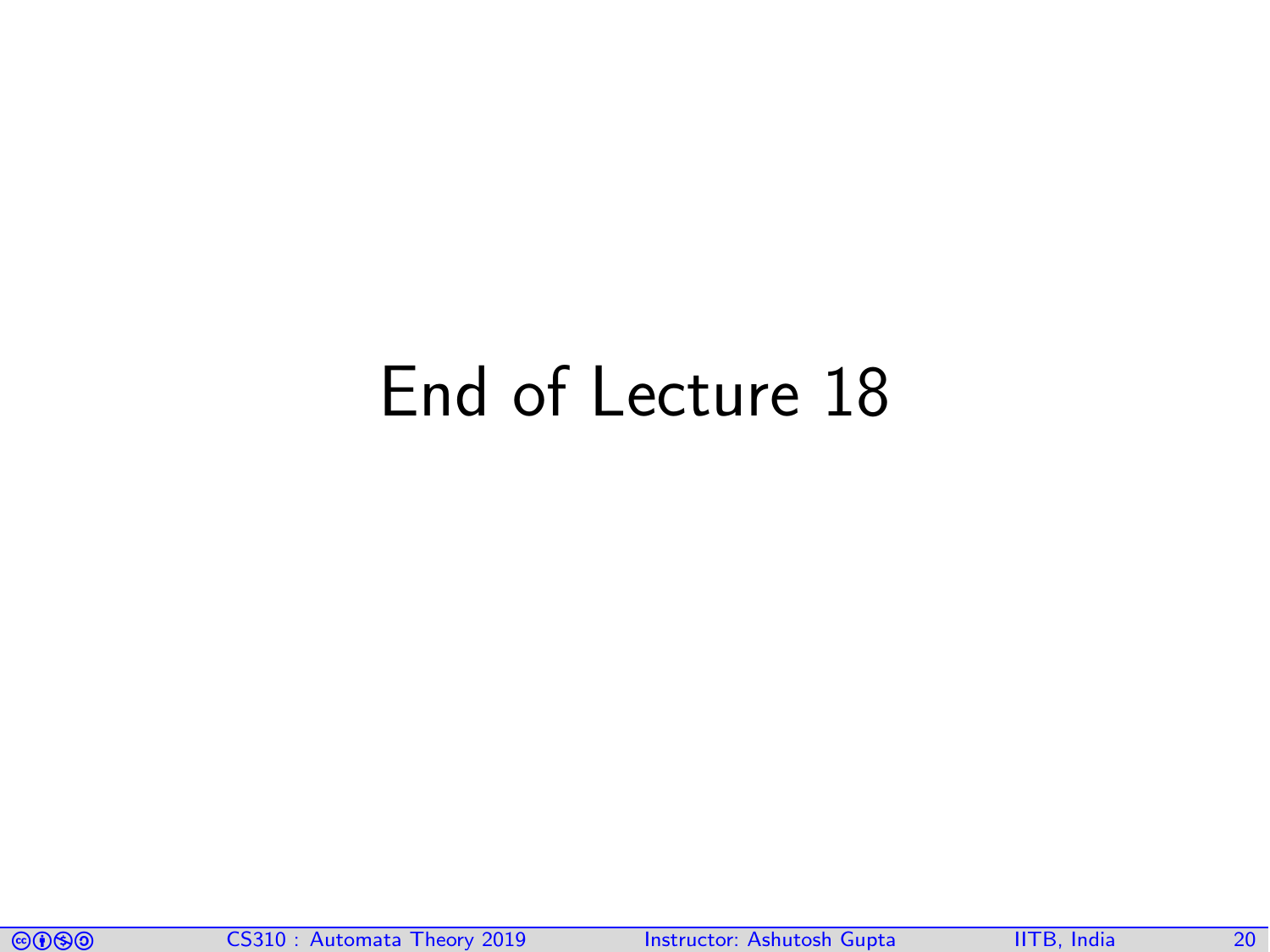# End of Lecture 18